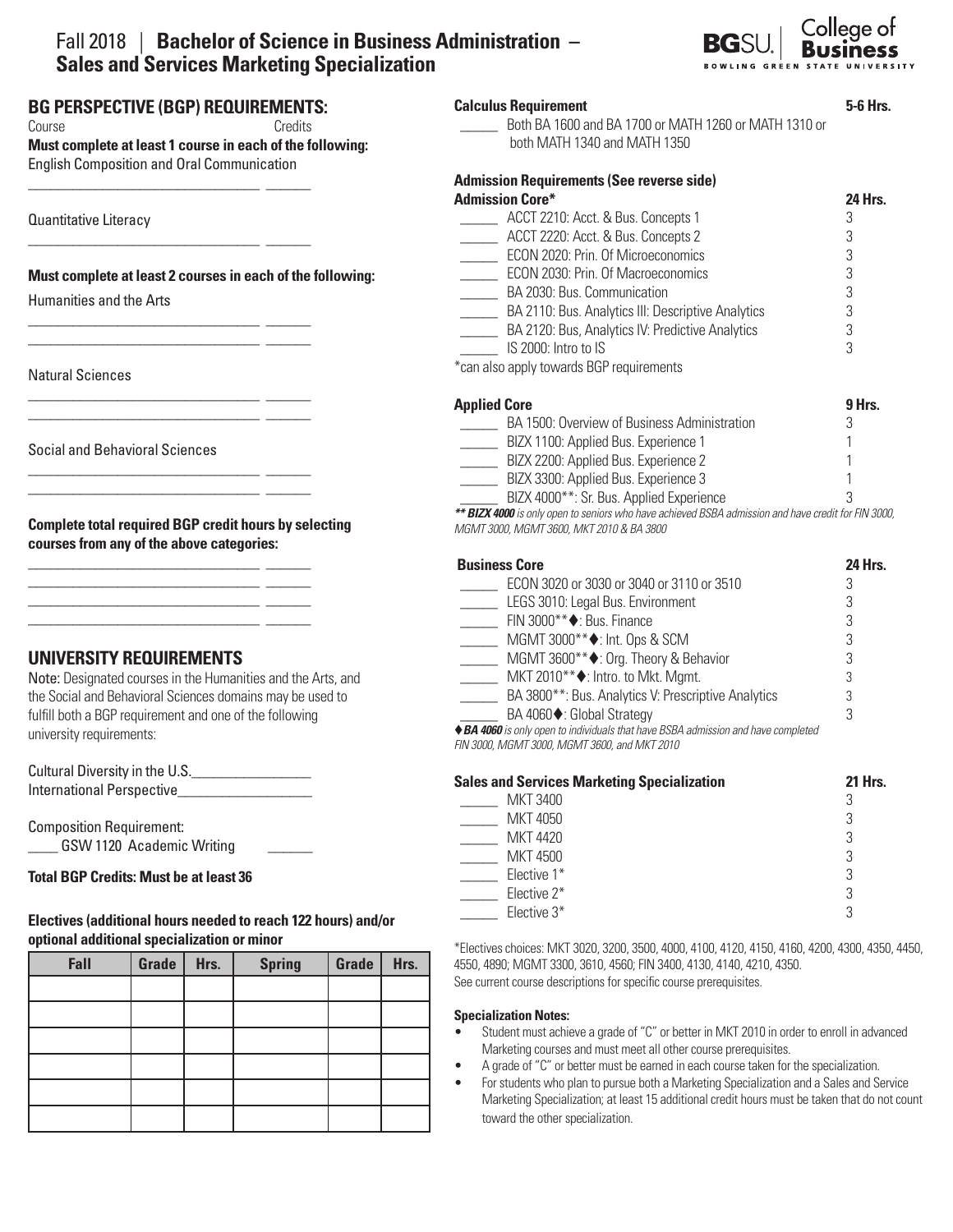# Fall 2018 | Bachelor of Science in Business Administration – Sales and Services Marketing Specialization

## BG PERSPECTIVE (BGP) REQUIREMENTS:

Course Credits

**Must complete at least 1 course in each of the following:**

English Composition and Oral Communication

_______________________________ ______

Quantitative Literacy

_______________________________ ______

**Must complete at least 2 courses in each of the following:**

Humanities and the Arts

_______________________________ ______
_______________________________ ______

Natural Sciences

_______________________________ ______
_______________________________ ______

Social and Behavioral Sciences

_______________________________ ______
_______________________________ ______

**Complete total required BGP credit hours by selecting courses from any of the above categories:**

_______________________________ ______
_______________________________ ______
_______________________________ ______
_______________________________ ______

## UNIVERSITY REQUIREMENTS

Note: Designated courses in the Humanities and the Arts, and the Social and Behavioral Sciences domains may be used to fulfill both a BGP requirement and one of the following university requirements:

Cultural Diversity in the U.S.________________
International Perspective_________________

Composition Requirement:
____ GSW 1120 Academic Writing ______

**Total BGP Credits: Must be at least 36**

**Electives (additional hours needed to reach 122 hours) and/or optional additional specialization or minor**

| Fall | Grade | Hrs. | Spring | Grade | Hrs. |
|---|---|---|---|---|---|
| | | | | | |
| | | | | | |
| | | | | | |
| | | | | | |
| | | | | | |
| | | | | | |

**Calculus Requirement** **5-6 Hrs.**

_____ Both BA 1600 and BA 1700 or MATH 1260 or MATH 1310 or both MATH 1340 and MATH 1350

**Admission Requirements (See reverse side)**

| Admission Core* | 24 Hrs. |
|---|---|
| _____ ACCT 2210: Acct. & Bus. Concepts 1 | 3 |
| _____ ACCT 2220: Acct. & Bus. Concepts 2 | 3 |
| _____ ECON 2020: Prin. Of Microeconomics | 3 |
| _____ ECON 2030: Prin. Of Macroeconomics | 3 |
| _____ BA 2030: Bus. Communication | 3 |
| _____ BA 2110: Bus. Analytics III: Descriptive Analytics | 3 |
| _____ BA 2120: Bus, Analytics IV: Predictive Analytics | 3 |
| _____ IS 2000: Intro to IS | 3 |

*can also apply towards BGP requirements

| Applied Core | 9 Hrs. |
|---|---|
| _____ BA 1500: Overview of Business Administration | 3 |
| _____ BIZX 1100: Applied Bus. Experience 1 | 1 |
| _____ BIZX 2200: Applied Bus. Experience 2 | 1 |
| _____ BIZX 3300: Applied Bus. Experience 3 | 1 |
| _____ BIZX 4000**: Sr. Bus. Applied Experience | 3 |

*** BIZX 4000 is only open to seniors who have achieved BSBA admission and have credit for FIN 3000, MGMT 3000, MGMT 3600, MKT 2010 & BA 3800*

| Business Core | 24 Hrs. |
|---|---|
| _____ ECON 3020 or 3030 or 3040 or 3110 or 3510 | 3 |
| _____ LEGS 3010: Legal Bus. Environment | 3 |
| _____ FIN 3000**♦: Bus. Finance | 3 |
| _____ MGMT 3000**♦: Int. Ops & SCM | 3 |
| _____ MGMT 3600**♦: Org. Theory & Behavior | 3 |
| _____ MKT 2010**♦: Intro. to Mkt. Mgmt. | 3 |
| _____ BA 3800**: Bus. Analytics V: Prescriptive Analytics | 3 |
| _____ BA 4060♦: Global Strategy | 3 |

*♦ BA 4060 is only open to individuals that have BSBA admission and have completed FIN 3000, MGMT 3000, MGMT 3600, and MKT 2010*

| Sales and Services Marketing Specialization | 21 Hrs. |
|---|---|
| _____ MKT 3400 | 3 |
| _____ MKT 4050 | 3 |
| _____ MKT 4420 | 3 |
| _____ MKT 4500 | 3 |
| _____ Elective 1* | 3 |
| _____ Elective 2* | 3 |
| _____ Elective 3* | 3 |

*Electives choices: MKT 3020, 3200, 3500, 4000, 4100, 4120, 4150, 4160, 4200, 4300, 4350, 4450, 4550, 4890; MGMT 3300, 3610, 4560; FIN 3400, 4130, 4140, 4210, 4350.
See current course descriptions for specific course prerequisites.

**Specialization Notes:**

- Student must achieve a grade of "C" or better in MKT 2010 in order to enroll in advanced Marketing courses and must meet all other course prerequisites.
- A grade of "C" or better must be earned in each course taken for the specialization.
- For students who plan to pursue both a Marketing Specialization and a Sales and Service Marketing Specialization; at least 15 additional credit hours must be taken that do not count toward the other specialization.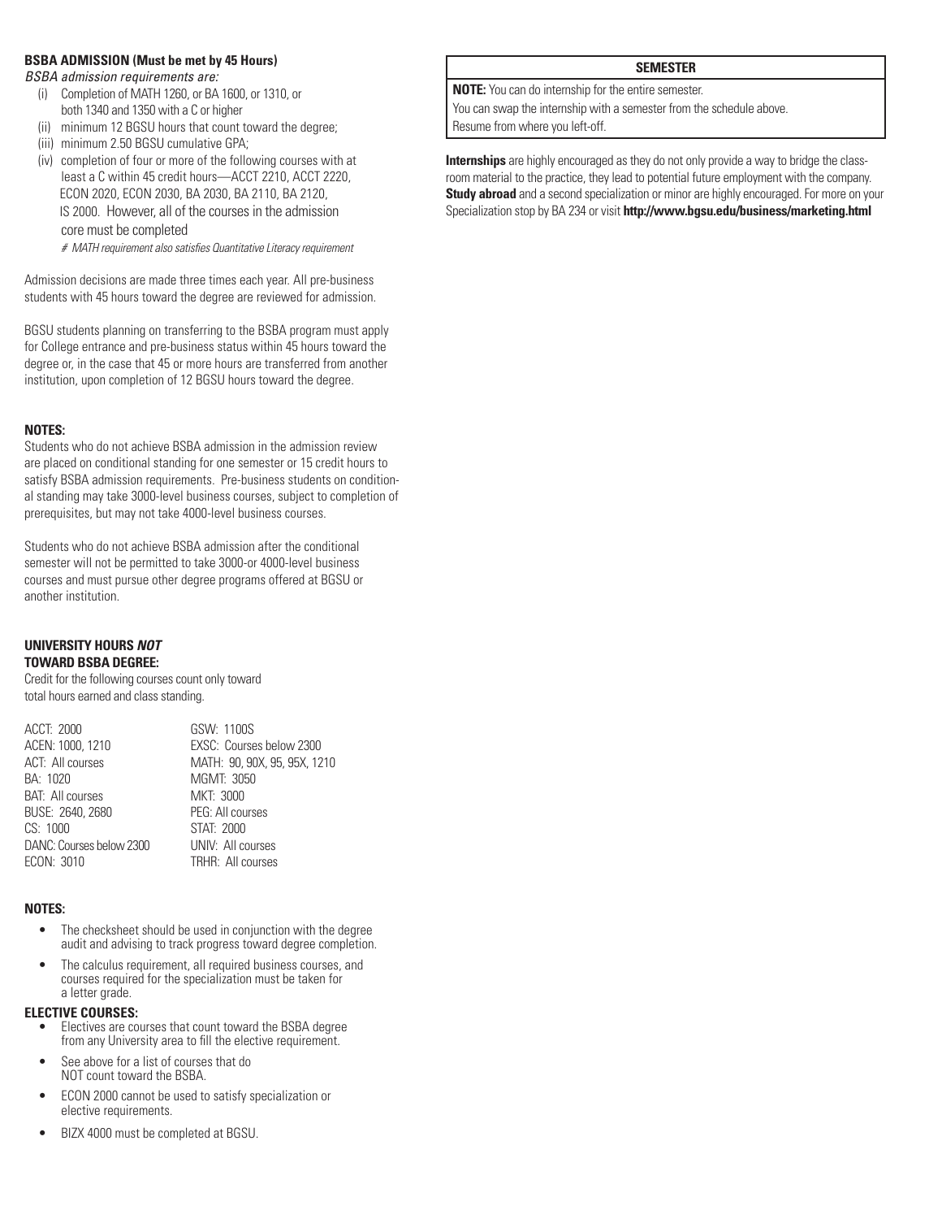**BSBA ADMISSION (Must be met by 45 Hours)**

*BSBA admission requirements are:*

- (i) Completion of MATH 1260, or BA 1600, or 1310, or both 1340 and 1350 with a C or higher
- (ii) minimum 12 BGSU hours that count toward the degree;
- (iii) minimum 2.50 BGSU cumulative GPA;
- (iv) completion of four or more of the following courses with at least a C within 45 credit hours—ACCT 2210, ACCT 2220, ECON 2020, ECON 2030, BA 2030, BA 2110, BA 2120, IS 2000. However, all of the courses in the admission core must be completed

*# MATH requirement also satisfies Quantitative Literacy requirement*

Admission decisions are made three times each year. All pre-business students with 45 hours toward the degree are reviewed for admission.

BGSU students planning on transferring to the BSBA program must apply for College entrance and pre-business status within 45 hours toward the degree or, in the case that 45 or more hours are transferred from another institution, upon completion of 12 BGSU hours toward the degree.

**NOTES:**

Students who do not achieve BSBA admission in the admission review are placed on conditional standing for one semester or 15 credit hours to satisfy BSBA admission requirements. Pre-business students on conditional standing may take 3000-level business courses, subject to completion of prerequisites, but may not take 4000-level business courses.

Students who do not achieve BSBA admission after the conditional semester will not be permitted to take 3000-or 4000-level business courses and must pursue other degree programs offered at BGSU or another institution.

**UNIVERSITY HOURS *NOT* TOWARD BSBA DEGREE:**

Credit for the following courses count only toward total hours earned and class standing.

| | |
|---|---|
| ACCT: 2000 | GSW: 1100S |
| ACEN: 1000, 1210 | EXSC: Courses below 2300 |
| ACT: All courses | MATH: 90, 90X, 95, 95X, 1210 |
| BA: 1020 | MGMT: 3050 |
| BAT: All courses | MKT: 3000 |
| BUSE: 2640, 2680 | PEG: All courses |
| CS: 1000 | STAT: 2000 |
| DANC: Courses below 2300 | UNIV: All courses |
| ECON: 3010 | TRHR: All courses |

**NOTES:**

- The checksheet should be used in conjunction with the degree audit and advising to track progress toward degree completion.
- The calculus requirement, all required business courses, and courses required for the specialization must be taken for a letter grade.

**ELECTIVE COURSES:**

- Electives are courses that count toward the BSBA degree from any University area to fill the elective requirement.
- See above for a list of courses that do NOT count toward the BSBA.
- ECON 2000 cannot be used to satisfy specialization or elective requirements.
- BIZX 4000 must be completed at BGSU.

| SEMESTER |
|---|
| **NOTE:** You can do internship for the entire semester. |
| You can swap the internship with a semester from the schedule above. |
| Resume from where you left-off. |

**Internships** are highly encouraged as they do not only provide a way to bridge the classroom material to the practice, they lead to potential future employment with the company. **Study abroad** and a second specialization or minor are highly encouraged. For more on your Specialization stop by BA 234 or visit **http://www.bgsu.edu/business/marketing.html**